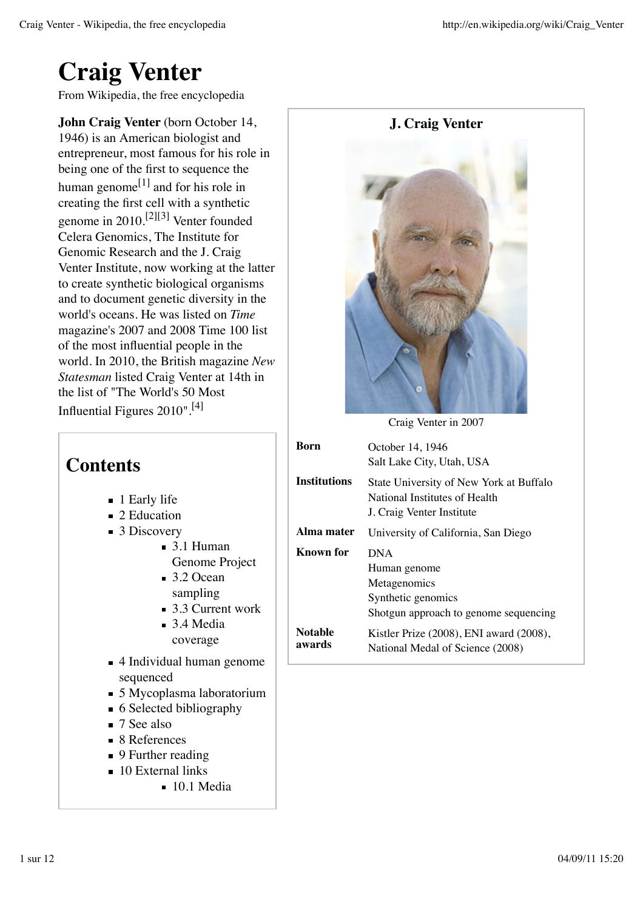# Craig Venter

From Wikipedia, the free encyclopedia

**John Craig Venter** (born October 14, 1946) is an American biologist and entrepreneur, most famous for his role in being one of the first to sequence the human genome[1] and for his role in creating the first cell with a synthetic genome in 2010.[2][3] Venter founded Celera Genomics, The Institute for Genomic Research and the J. Craig Venter Institute, now working at the latter to create synthetic biological organisms and to document genetic diversity in the world's oceans. He was listed on *Time* magazine's 2007 and 2008 Time 100 list of the most influential people in the world. In 2010, the British magazine *New Statesman* listed Craig Venter at 14th in the list of "The World's 50 Most Influential Figures 2010".[4]

**J. Craig Venter**

Craig Venter in 2007

| | |
|---|---|
| **Born** | October 14, 1946<br>Salt Lake City, Utah, USA |
| **Institutions** | State University of New York at Buffalo<br>National Institutes of Health<br>J. Craig Venter Institute |
| **Alma mater** | University of California, San Diego |
| **Known for** | DNA<br>Human genome<br>Metagenomics<br>Synthetic genomics<br>Shotgun approach to genome sequencing |
| **Notable awards** | Kistler Prize (2008), ENI award (2008), National Medal of Science (2008) |

## Contents

- 1 Early life
- 2 Education
- 3 Discovery
  - 3.1 Human Genome Project
  - 3.2 Ocean sampling
  - 3.3 Current work
  - 3.4 Media coverage
- 4 Individual human genome sequenced
- 5 Mycoplasma laboratorium
- 6 Selected bibliography
- 7 See also
- 8 References
- 9 Further reading
- 10 External links
  - 10.1 Media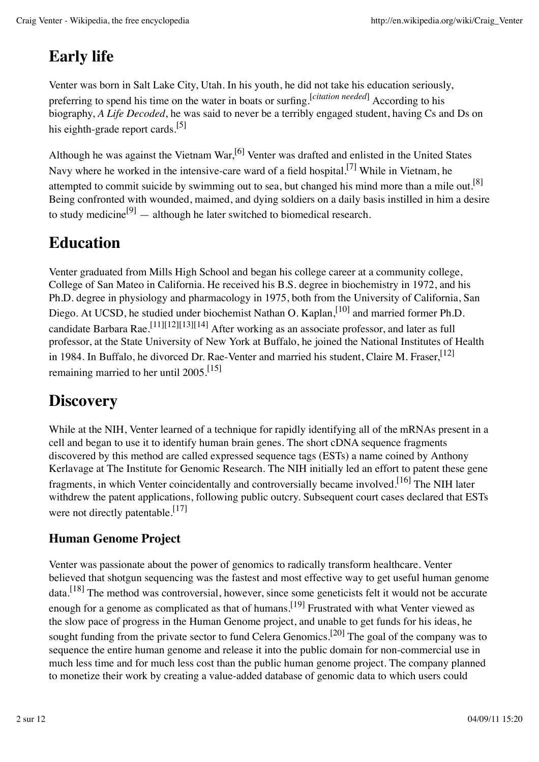## Early life

Venter was born in Salt Lake City, Utah. In his youth, he did not take his education seriously, preferring to spend his time on the water in boats or surfing.[*citation needed*] According to his biography, *A Life Decoded*, he was said to never be a terribly engaged student, having Cs and Ds on his eighth-grade report cards.[5]

Although he was against the Vietnam War,[6] Venter was drafted and enlisted in the United States Navy where he worked in the intensive-care ward of a field hospital.[7] While in Vietnam, he attempted to commit suicide by swimming out to sea, but changed his mind more than a mile out.[8] Being confronted with wounded, maimed, and dying soldiers on a daily basis instilled in him a desire to study medicine[9] — although he later switched to biomedical research.

## Education

Venter graduated from Mills High School and began his college career at a community college, College of San Mateo in California. He received his B.S. degree in biochemistry in 1972, and his Ph.D. degree in physiology and pharmacology in 1975, both from the University of California, San Diego. At UCSD, he studied under biochemist Nathan O. Kaplan,[10] and married former Ph.D. candidate Barbara Rae.[11][12][13][14] After working as an associate professor, and later as full professor, at the State University of New York at Buffalo, he joined the National Institutes of Health in 1984. In Buffalo, he divorced Dr. Rae-Venter and married his student, Claire M. Fraser,[12] remaining married to her until 2005.[15]

## Discovery

While at the NIH, Venter learned of a technique for rapidly identifying all of the mRNAs present in a cell and began to use it to identify human brain genes. The short cDNA sequence fragments discovered by this method are called expressed sequence tags (ESTs) a name coined by Anthony Kerlavage at The Institute for Genomic Research. The NIH initially led an effort to patent these gene fragments, in which Venter coincidentally and controversially became involved.[16] The NIH later withdrew the patent applications, following public outcry. Subsequent court cases declared that ESTs were not directly patentable.[17]

### Human Genome Project

Venter was passionate about the power of genomics to radically transform healthcare. Venter believed that shotgun sequencing was the fastest and most effective way to get useful human genome data.[18] The method was controversial, however, since some geneticists felt it would not be accurate enough for a genome as complicated as that of humans.[19] Frustrated with what Venter viewed as the slow pace of progress in the Human Genome project, and unable to get funds for his ideas, he sought funding from the private sector to fund Celera Genomics.[20] The goal of the company was to sequence the entire human genome and release it into the public domain for non-commercial use in much less time and for much less cost than the public human genome project. The company planned to monetize their work by creating a value-added database of genomic data to which users could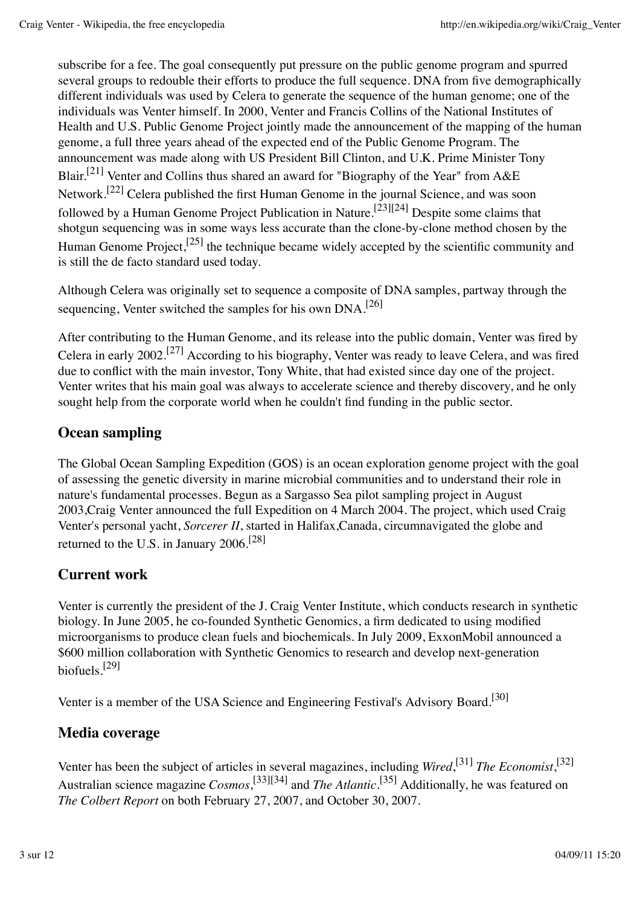subscribe for a fee. The goal consequently put pressure on the public genome program and spurred several groups to redouble their efforts to produce the full sequence. DNA from five demographically different individuals was used by Celera to generate the sequence of the human genome; one of the individuals was Venter himself. In 2000, Venter and Francis Collins of the National Institutes of Health and U.S. Public Genome Project jointly made the announcement of the mapping of the human genome, a full three years ahead of the expected end of the Public Genome Program. The announcement was made along with US President Bill Clinton, and U.K. Prime Minister Tony Blair.[21] Venter and Collins thus shared an award for "Biography of the Year" from A&E Network.[22] Celera published the first Human Genome in the journal Science, and was soon followed by a Human Genome Project Publication in Nature.[23][24] Despite some claims that shotgun sequencing was in some ways less accurate than the clone-by-clone method chosen by the Human Genome Project,[25] the technique became widely accepted by the scientific community and is still the de facto standard used today.

Although Celera was originally set to sequence a composite of DNA samples, partway through the sequencing, Venter switched the samples for his own DNA.[26]

After contributing to the Human Genome, and its release into the public domain, Venter was fired by Celera in early 2002.[27] According to his biography, Venter was ready to leave Celera, and was fired due to conflict with the main investor, Tony White, that had existed since day one of the project. Venter writes that his main goal was always to accelerate science and thereby discovery, and he only sought help from the corporate world when he couldn't find funding in the public sector.

## Ocean sampling

The Global Ocean Sampling Expedition (GOS) is an ocean exploration genome project with the goal of assessing the genetic diversity in marine microbial communities and to understand their role in nature's fundamental processes. Begun as a Sargasso Sea pilot sampling project in August 2003,Craig Venter announced the full Expedition on 4 March 2004. The project, which used Craig Venter's personal yacht, *Sorcerer II*, started in Halifax,Canada, circumnavigated the globe and returned to the U.S. in January 2006.[28]

## Current work

Venter is currently the president of the J. Craig Venter Institute, which conducts research in synthetic biology. In June 2005, he co-founded Synthetic Genomics, a firm dedicated to using modified microorganisms to produce clean fuels and biochemicals. In July 2009, ExxonMobil announced a $600 million collaboration with Synthetic Genomics to research and develop next-generation biofuels.[29]

Venter is a member of the USA Science and Engineering Festival's Advisory Board.[30]

## Media coverage

Venter has been the subject of articles in several magazines, including *Wired*,[31] *The Economist*,[32] Australian science magazine *Cosmos*,[33][34] and *The Atlantic*.[35] Additionally, he was featured on *The Colbert Report* on both February 27, 2007, and October 30, 2007.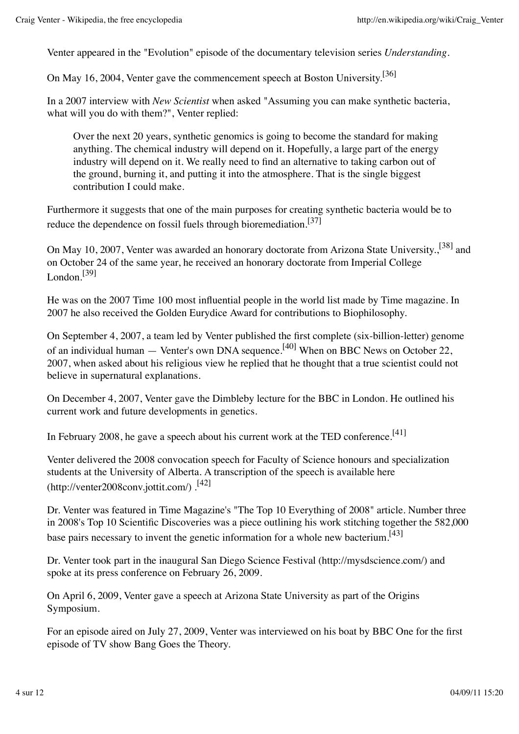Venter appeared in the "Evolution" episode of the documentary television series *Understanding*.

On May 16, 2004, Venter gave the commencement speech at Boston University.[36]

In a 2007 interview with *New Scientist* when asked "Assuming you can make synthetic bacteria, what will you do with them?", Venter replied:

> Over the next 20 years, synthetic genomics is going to become the standard for making anything. The chemical industry will depend on it. Hopefully, a large part of the energy industry will depend on it. We really need to find an alternative to taking carbon out of the ground, burning it, and putting it into the atmosphere. That is the single biggest contribution I could make.

Furthermore it suggests that one of the main purposes for creating synthetic bacteria would be to reduce the dependence on fossil fuels through bioremediation.[37]

On May 10, 2007, Venter was awarded an honorary doctorate from Arizona State University.,[38] and on October 24 of the same year, he received an honorary doctorate from Imperial College London.[39]

He was on the 2007 Time 100 most influential people in the world list made by Time magazine. In 2007 he also received the Golden Eurydice Award for contributions to Biophilosophy.

On September 4, 2007, a team led by Venter published the first complete (six-billion-letter) genome of an individual human — Venter's own DNA sequence.[40] When on BBC News on October 22, 2007, when asked about his religious view he replied that he thought that a true scientist could not believe in supernatural explanations.

On December 4, 2007, Venter gave the Dimbleby lecture for the BBC in London. He outlined his current work and future developments in genetics.

In February 2008, he gave a speech about his current work at the TED conference.[41]

Venter delivered the 2008 convocation speech for Faculty of Science honours and specialization students at the University of Alberta. A transcription of the speech is available here (http://venter2008conv.jottit.com/) .[42]

Dr. Venter was featured in Time Magazine's "The Top 10 Everything of 2008" article. Number three in 2008's Top 10 Scientific Discoveries was a piece outlining his work stitching together the 582,000 base pairs necessary to invent the genetic information for a whole new bacterium.[43]

Dr. Venter took part in the inaugural San Diego Science Festival (http://mysdscience.com/) and spoke at its press conference on February 26, 2009.

On April 6, 2009, Venter gave a speech at Arizona State University as part of the Origins Symposium.

For an episode aired on July 27, 2009, Venter was interviewed on his boat by BBC One for the first episode of TV show Bang Goes the Theory.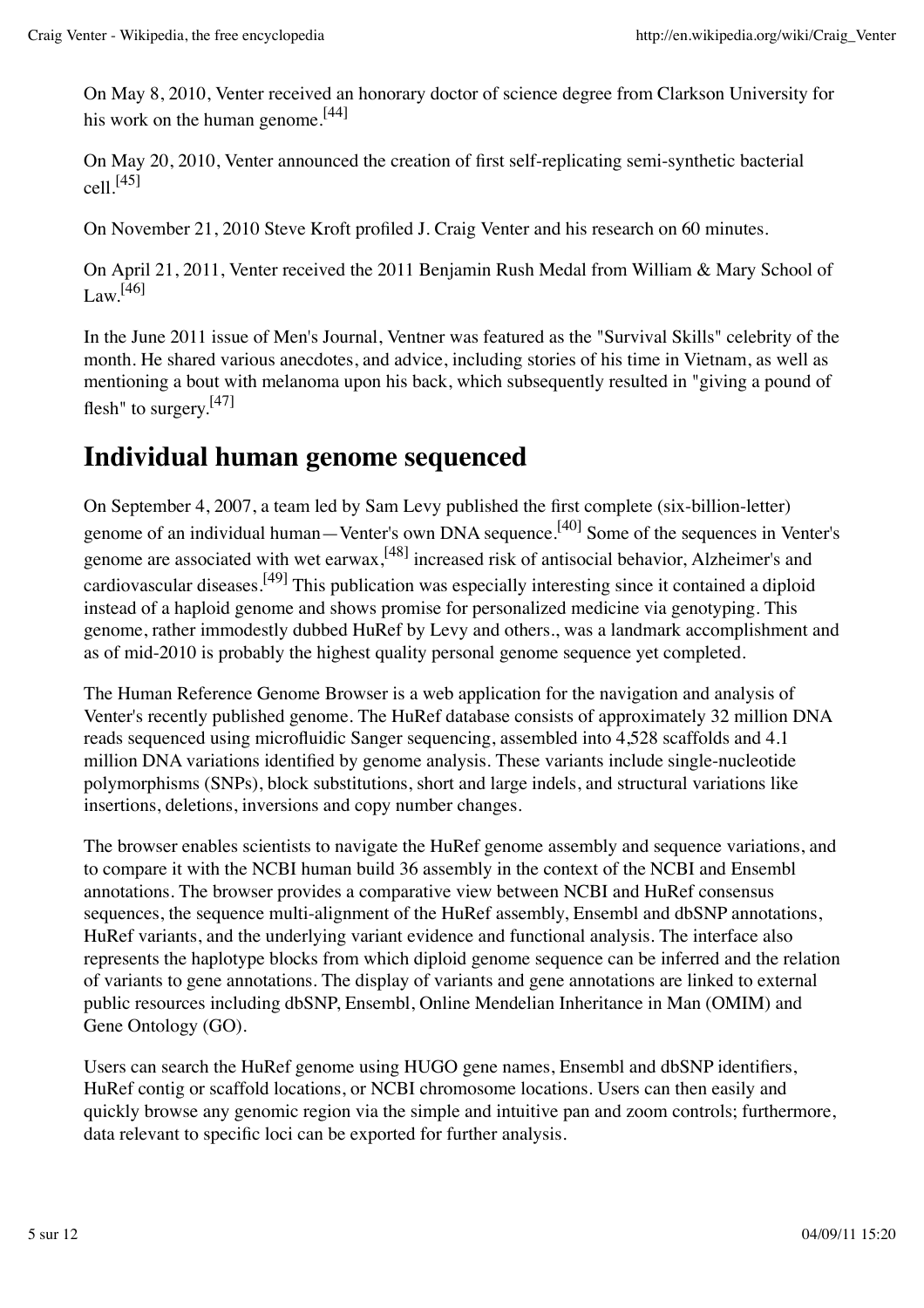On May 8, 2010, Venter received an honorary doctor of science degree from Clarkson University for his work on the human genome.[44]

On May 20, 2010, Venter announced the creation of first self-replicating semi-synthetic bacterial cell.[45]

On November 21, 2010 Steve Kroft profiled J. Craig Venter and his research on 60 minutes.

On April 21, 2011, Venter received the 2011 Benjamin Rush Medal from William & Mary School of Law.[46]

In the June 2011 issue of Men's Journal, Ventner was featured as the "Survival Skills" celebrity of the month. He shared various anecdotes, and advice, including stories of his time in Vietnam, as well as mentioning a bout with melanoma upon his back, which subsequently resulted in "giving a pound of flesh" to surgery.[47]

## Individual human genome sequenced

On September 4, 2007, a team led by Sam Levy published the first complete (six-billion-letter) genome of an individual human—Venter's own DNA sequence.[40] Some of the sequences in Venter's genome are associated with wet earwax,[48] increased risk of antisocial behavior, Alzheimer's and cardiovascular diseases.[49] This publication was especially interesting since it contained a diploid instead of a haploid genome and shows promise for personalized medicine via genotyping. This genome, rather immodestly dubbed HuRef by Levy and others., was a landmark accomplishment and as of mid-2010 is probably the highest quality personal genome sequence yet completed.

The Human Reference Genome Browser is a web application for the navigation and analysis of Venter's recently published genome. The HuRef database consists of approximately 32 million DNA reads sequenced using microfluidic Sanger sequencing, assembled into 4,528 scaffolds and 4.1 million DNA variations identified by genome analysis. These variants include single-nucleotide polymorphisms (SNPs), block substitutions, short and large indels, and structural variations like insertions, deletions, inversions and copy number changes.

The browser enables scientists to navigate the HuRef genome assembly and sequence variations, and to compare it with the NCBI human build 36 assembly in the context of the NCBI and Ensembl annotations. The browser provides a comparative view between NCBI and HuRef consensus sequences, the sequence multi-alignment of the HuRef assembly, Ensembl and dbSNP annotations, HuRef variants, and the underlying variant evidence and functional analysis. The interface also represents the haplotype blocks from which diploid genome sequence can be inferred and the relation of variants to gene annotations. The display of variants and gene annotations are linked to external public resources including dbSNP, Ensembl, Online Mendelian Inheritance in Man (OMIM) and Gene Ontology (GO).

Users can search the HuRef genome using HUGO gene names, Ensembl and dbSNP identifiers, HuRef contig or scaffold locations, or NCBI chromosome locations. Users can then easily and quickly browse any genomic region via the simple and intuitive pan and zoom controls; furthermore, data relevant to specific loci can be exported for further analysis.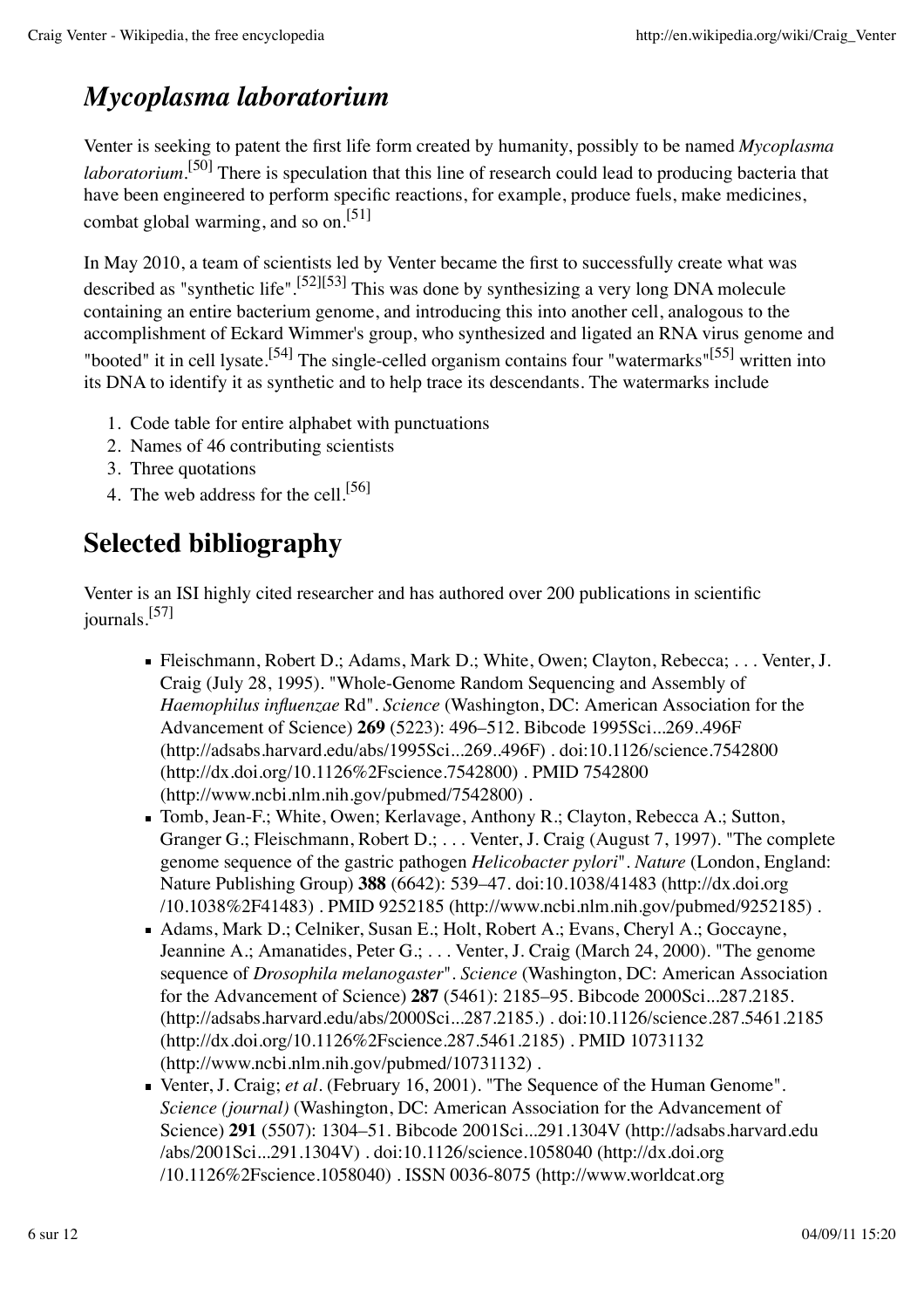## *Mycoplasma laboratorium*

Venter is seeking to patent the first life form created by humanity, possibly to be named *Mycoplasma laboratorium*.[50] There is speculation that this line of research could lead to producing bacteria that have been engineered to perform specific reactions, for example, produce fuels, make medicines, combat global warming, and so on.[51]

In May 2010, a team of scientists led by Venter became the first to successfully create what was described as "synthetic life".[52][53] This was done by synthesizing a very long DNA molecule containing an entire bacterium genome, and introducing this into another cell, analogous to the accomplishment of Eckard Wimmer's group, who synthesized and ligated an RNA virus genome and "booted" it in cell lysate.[54] The single-celled organism contains four "watermarks"[55] written into its DNA to identify it as synthetic and to help trace its descendants. The watermarks include

1. Code table for entire alphabet with punctuations
2. Names of 46 contributing scientists
3. Three quotations
4. The web address for the cell.[56]

# Selected bibliography

Venter is an ISI highly cited researcher and has authored over 200 publications in scientific journals.[57]

- Fleischmann, Robert D.; Adams, Mark D.; White, Owen; Clayton, Rebecca; . . . Venter, J. Craig (July 28, 1995). "Whole-Genome Random Sequencing and Assembly of *Haemophilus influenzae* Rd". *Science* (Washington, DC: American Association for the Advancement of Science) **269** (5223): 496–512. Bibcode 1995Sci...269..496F (http://adsabs.harvard.edu/abs/1995Sci...269..496F) . doi:10.1126/science.7542800 (http://dx.doi.org/10.1126%2Fscience.7542800) . PMID 7542800 (http://www.ncbi.nlm.nih.gov/pubmed/7542800) .
- Tomb, Jean-F.; White, Owen; Kerlavage, Anthony R.; Clayton, Rebecca A.; Sutton, Granger G.; Fleischmann, Robert D.; . . . Venter, J. Craig (August 7, 1997). "The complete genome sequence of the gastric pathogen *Helicobacter pylori*". *Nature* (London, England: Nature Publishing Group) **388** (6642): 539–47. doi:10.1038/41483 (http://dx.doi.org/10.1038%2F41483) . PMID 9252185 (http://www.ncbi.nlm.nih.gov/pubmed/9252185) .
- Adams, Mark D.; Celniker, Susan E.; Holt, Robert A.; Evans, Cheryl A.; Goccayne, Jeannine A.; Amanatides, Peter G.; . . . Venter, J. Craig (March 24, 2000). "The genome sequence of *Drosophila melanogaster*". *Science* (Washington, DC: American Association for the Advancement of Science) **287** (5461): 2185–95. Bibcode 2000Sci...287.2185. (http://adsabs.harvard.edu/abs/2000Sci...287.2185.) . doi:10.1126/science.287.5461.2185 (http://dx.doi.org/10.1126%2Fscience.287.5461.2185) . PMID 10731132 (http://www.ncbi.nlm.nih.gov/pubmed/10731132) .
- Venter, J. Craig; *et al*. (February 16, 2001). "The Sequence of the Human Genome". *Science (journal)* (Washington, DC: American Association for the Advancement of Science) **291** (5507): 1304–51. Bibcode 2001Sci...291.1304V (http://adsabs.harvard.edu/abs/2001Sci...291.1304V) . doi:10.1126/science.1058040 (http://dx.doi.org/10.1126%2Fscience.1058040) . ISSN 0036-8075 (http://www.worldcat.org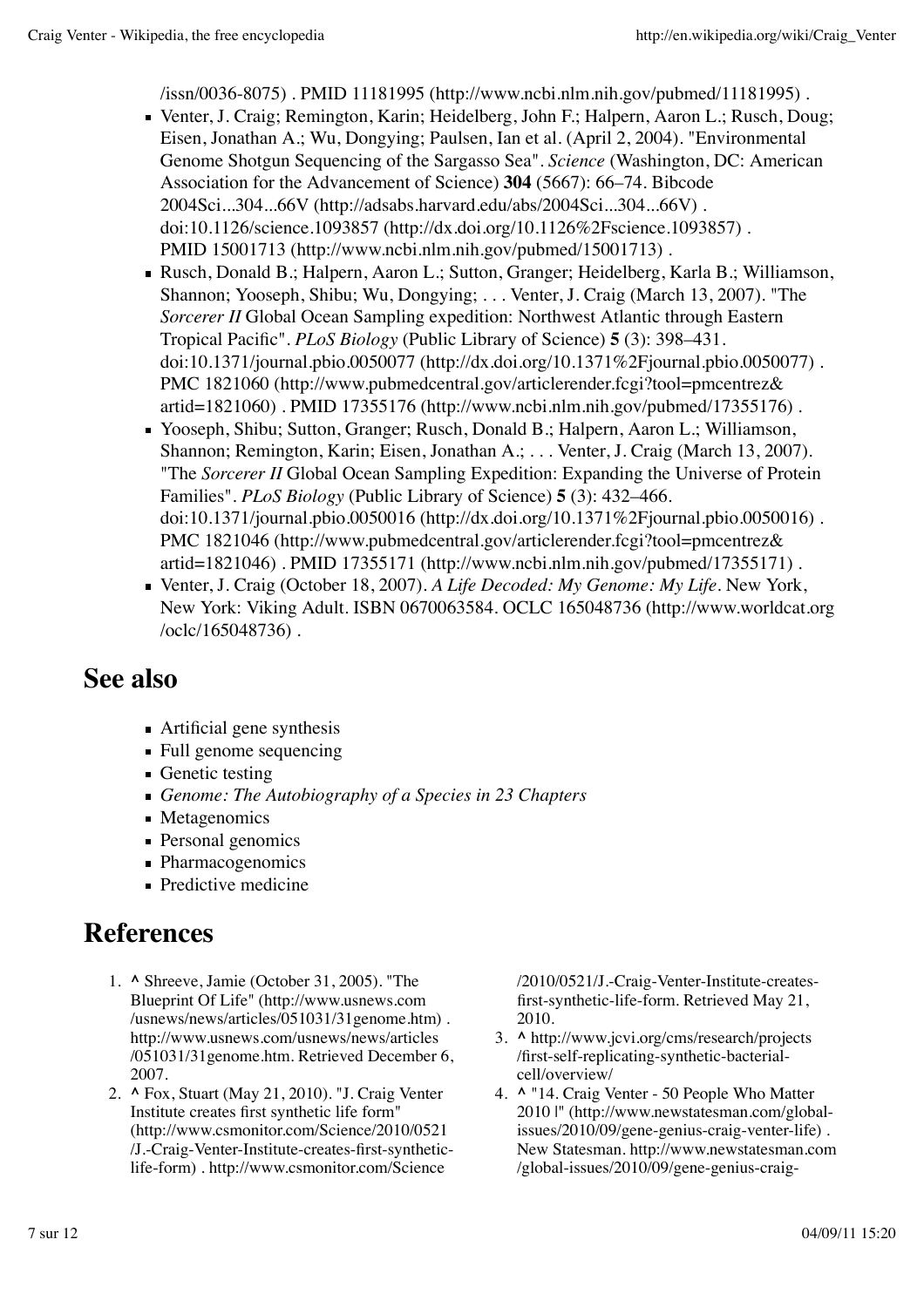/issn/0036-8075) . PMID 11181995 (http://www.ncbi.nlm.nih.gov/pubmed/11181995) .

- Venter, J. Craig; Remington, Karin; Heidelberg, John F.; Halpern, Aaron L.; Rusch, Doug; Eisen, Jonathan A.; Wu, Dongying; Paulsen, Ian et al. (April 2, 2004). "Environmental Genome Shotgun Sequencing of the Sargasso Sea". *Science* (Washington, DC: American Association for the Advancement of Science) **304** (5667): 66–74. Bibcode 2004Sci...304...66V (http://adsabs.harvard.edu/abs/2004Sci...304...66V) . doi:10.1126/science.1093857 (http://dx.doi.org/10.1126%2Fscience.1093857) . PMID 15001713 (http://www.ncbi.nlm.nih.gov/pubmed/15001713) .
- Rusch, Donald B.; Halpern, Aaron L.; Sutton, Granger; Heidelberg, Karla B.; Williamson, Shannon; Yooseph, Shibu; Wu, Dongying; . . . Venter, J. Craig (March 13, 2007). "The *Sorcerer II* Global Ocean Sampling expedition: Northwest Atlantic through Eastern Tropical Pacific". *PLoS Biology* (Public Library of Science) **5** (3): 398–431. doi:10.1371/journal.pbio.0050077 (http://dx.doi.org/10.1371%2Fjournal.pbio.0050077) . PMC 1821060 (http://www.pubmedcentral.gov/articlerender.fcgi?tool=pmcentrez&artid=1821060) . PMID 17355176 (http://www.ncbi.nlm.nih.gov/pubmed/17355176) .
- Yooseph, Shibu; Sutton, Granger; Rusch, Donald B.; Halpern, Aaron L.; Williamson, Shannon; Remington, Karin; Eisen, Jonathan A.; . . . Venter, J. Craig (March 13, 2007). "The *Sorcerer II* Global Ocean Sampling Expedition: Expanding the Universe of Protein Families". *PLoS Biology* (Public Library of Science) **5** (3): 432–466. doi:10.1371/journal.pbio.0050016 (http://dx.doi.org/10.1371%2Fjournal.pbio.0050016) . PMC 1821046 (http://www.pubmedcentral.gov/articlerender.fcgi?tool=pmcentrez&artid=1821046) . PMID 17355171 (http://www.ncbi.nlm.nih.gov/pubmed/17355171) .
- Venter, J. Craig (October 18, 2007). *A Life Decoded: My Genome: My Life*. New York, New York: Viking Adult. ISBN 0670063584. OCLC 165048736 (http://www.worldcat.org/oclc/165048736) .

## See also

- Artificial gene synthesis
- Full genome sequencing
- Genetic testing
- *Genome: The Autobiography of a Species in 23 Chapters*
- Metagenomics
- Personal genomics
- Pharmacogenomics
- Predictive medicine

## References

1. ^ Shreeve, Jamie (October 31, 2005). "The Blueprint Of Life" (http://www.usnews.com/usnews/news/articles/051031/31genome.htm) . http://www.usnews.com/usnews/news/articles/051031/31genome.htm. Retrieved December 6, 2007.
2. ^ Fox, Stuart (May 21, 2010). "J. Craig Venter Institute creates first synthetic life form" (http://www.csmonitor.com/Science/2010/0521/J.-Craig-Venter-Institute-creates-first-synthetic-life-form) . http://www.csmonitor.com/Science/2010/0521/J.-Craig-Venter-Institute-creates-first-synthetic-life-form. Retrieved May 21, 2010.
3. ^ http://www.jcvi.org/cms/research/projects/first-self-replicating-synthetic-bacterial-cell/overview/
4. ^ "14. Craig Venter - 50 People Who Matter 2010 |" (http://www.newstatesman.com/global-issues/2010/09/gene-genius-craig-venter-life) . New Statesman. http://www.newstatesman.com/global-issues/2010/09/gene-genius-craig-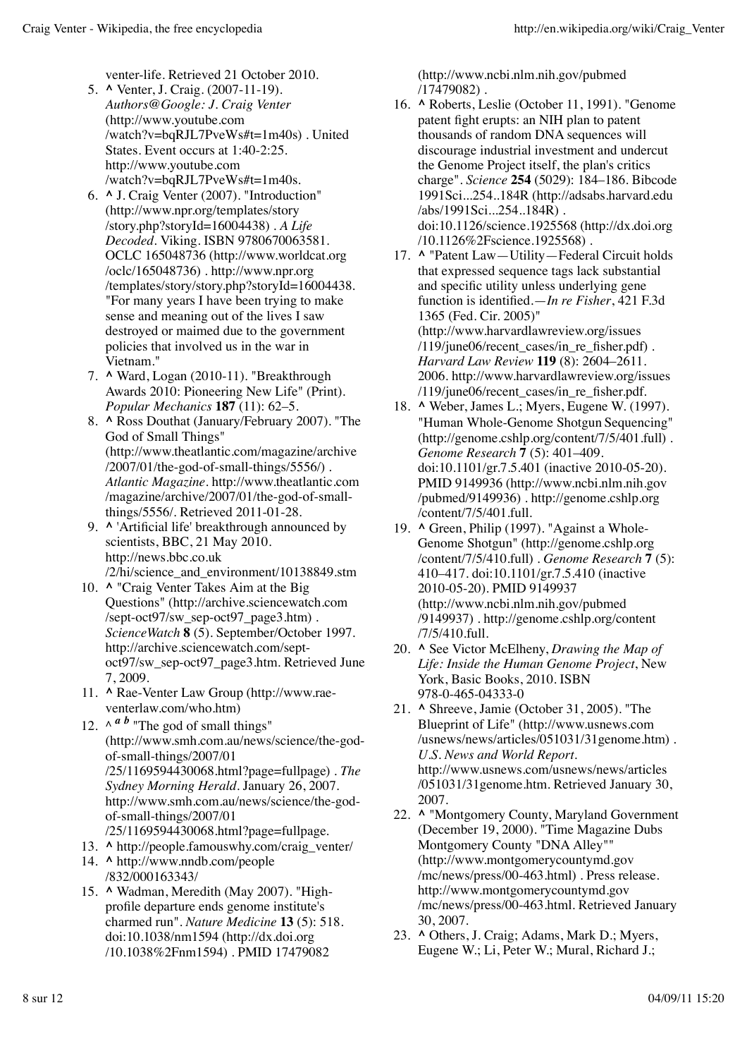venter-life. Retrieved 21 October 2010.

5. ^ Venter, J. Craig. (2007-11-19). *Authors@Google: J. Craig Venter* (http://www.youtube.com/watch?v=bqRJL7PveWs#t=1m40s) . United States. Event occurs at 1:40-2:25. http://www.youtube.com/watch?v=bqRJL7PveWs#t=1m40s.
6. ^ J. Craig Venter (2007). "Introduction" (http://www.npr.org/templates/story/story.php?storyId=16004438) . *A Life Decoded*. Viking. ISBN 9780670063581. OCLC 165048736 (http://www.worldcat.org/oclc/165048736) . http://www.npr.org/templates/story/story.php?storyId=16004438. "For many years I have been trying to make sense and meaning out of the lives I saw destroyed or maimed due to the government policies that involved us in the war in Vietnam."
7. ^ Ward, Logan (2010-11). "Breakthrough Awards 2010: Pioneering New Life" (Print). *Popular Mechanics* **187** (11): 62–5.
8. ^ Ross Douthat (January/February 2007). "The God of Small Things" (http://www.theatlantic.com/magazine/archive/2007/01/the-god-of-small-things/5556/) . *Atlantic Magazine*. http://www.theatlantic.com/magazine/archive/2007/01/the-god-of-small-things/5556/. Retrieved 2011-01-28.
9. ^ 'Artificial life' breakthrough announced by scientists, BBC, 21 May 2010. http://news.bbc.co.uk/2/hi/science_and_environment/10138849.stm
10. ^ "Craig Venter Takes Aim at the Big Questions" (http://archive.sciencewatch.com/sept-oct97/sw_sep-oct97_page3.htm) . *ScienceWatch* **8** (5). September/October 1997. http://archive.sciencewatch.com/sept-oct97/sw_sep-oct97_page3.htm. Retrieved June 7, 2009.
11. ^ Rae-Venter Law Group (http://www.rae-venterlaw.com/who.htm)
12. ^ *a b* "The god of small things" (http://www.smh.com.au/news/science/the-god-of-small-things/2007/01/25/1169594430068.html?page=fullpage) . *The Sydney Morning Herald*. January 26, 2007. http://www.smh.com.au/news/science/the-god-of-small-things/2007/01/25/1169594430068.html?page=fullpage.
13. ^ http://people.famouswhy.com/craig_venter/
14. ^ http://www.nndb.com/people/832/000163343/
15. ^ Wadman, Meredith (May 2007). "High-profile departure ends genome institute's charmed run". *Nature Medicine* **13** (5): 518. doi:10.1038/nm1594 (http://dx.doi.org/10.1038%2Fnm1594) . PMID 17479082 (http://www.ncbi.nlm.nih.gov/pubmed/17479082) .
16. ^ Roberts, Leslie (October 11, 1991). "Genome patent fight erupts: an NIH plan to patent thousands of random DNA sequences will discourage industrial investment and undercut the Genome Project itself, the plan's critics charge". *Science* **254** (5029): 184–186. Bibcode 1991Sci...254..184R (http://adsabs.harvard.edu/abs/1991Sci...254..184R) . doi:10.1126/science.1925568 (http://dx.doi.org/10.1126%2Fscience.1925568) .
17. ^ "Patent Law—Utility—Federal Circuit holds that expressed sequence tags lack substantial and specific utility unless underlying gene function is identified.—*In re Fisher*, 421 F.3d 1365 (Fed. Cir. 2005)" (http://www.harvardlawreview.org/issues/119/june06/recent_cases/in_re_fisher.pdf) . *Harvard Law Review* **119** (8): 2604–2611. 2006. http://www.harvardlawreview.org/issues/119/june06/recent_cases/in_re_fisher.pdf.
18. ^ Weber, James L.; Myers, Eugene W. (1997). "Human Whole-Genome Shotgun Sequencing" (http://genome.cshlp.org/content/7/5/401.full) . *Genome Research* **7** (5): 401–409. doi:10.1101/gr.7.5.401 (inactive 2010-05-20). PMID 9149936 (http://www.ncbi.nlm.nih.gov/pubmed/9149936) . http://genome.cshlp.org/content/7/5/401.full.
19. ^ Green, Philip (1997). "Against a Whole-Genome Shotgun" (http://genome.cshlp.org/content/7/5/410.full) . *Genome Research* **7** (5): 410–417. doi:10.1101/gr.7.5.410 (inactive 2010-05-20). PMID 9149937 (http://www.ncbi.nlm.nih.gov/pubmed/9149937) . http://genome.cshlp.org/content/7/5/410.full.
20. ^ See Victor McElheny, *Drawing the Map of Life: Inside the Human Genome Project*, New York, Basic Books, 2010. ISBN 978-0-465-04333-0
21. ^ Shreeve, Jamie (October 31, 2005). "The Blueprint of Life" (http://www.usnews.com/usnews/news/articles/051031/31genome.htm) . *U.S. News and World Report*. http://www.usnews.com/usnews/news/articles/051031/31genome.htm. Retrieved January 30, 2007.
22. ^ "Montgomery County, Maryland Government (December 19, 2000). "Time Magazine Dubs Montgomery County "DNA Alley"" (http://www.montgomerycountymd.gov/mc/news/press/00-463.html) . Press release. http://www.montgomerycountymd.gov/mc/news/press/00-463.html. Retrieved January 30, 2007.
23. ^ Others, J. Craig; Adams, Mark D.; Myers, Eugene W.; Li, Peter W.; Mural, Richard J.;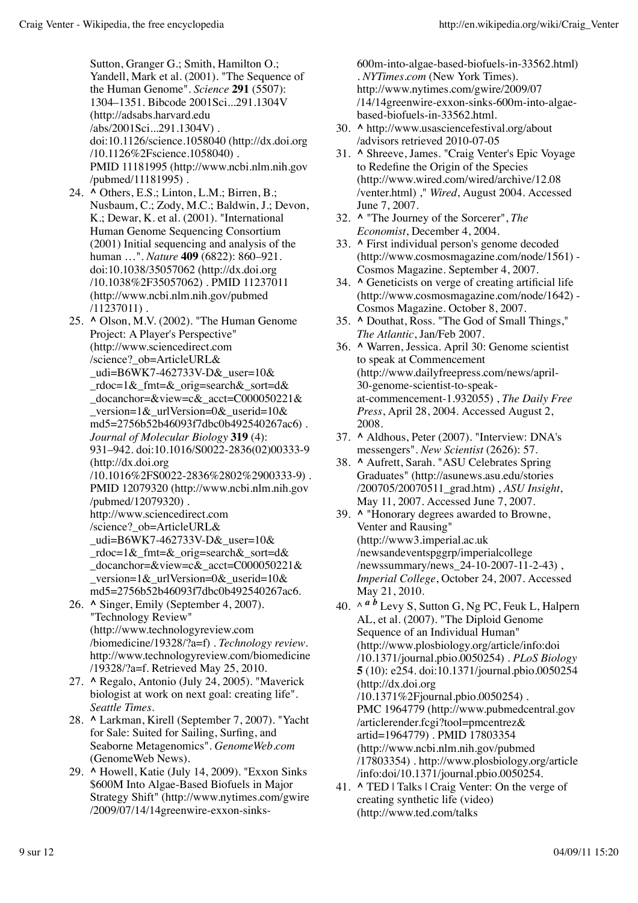Sutton, Granger G.; Smith, Hamilton O.; Yandell, Mark et al. (2001). "The Sequence of the Human Genome". *Science* **291** (5507): 1304–1351. Bibcode 2001Sci...291.1304V (http://adsabs.harvard.edu/abs/2001Sci...291.1304V) . doi:10.1126/science.1058040 (http://dx.doi.org/10.1126%2Fscience.1058040) . PMID 11181995 (http://www.ncbi.nlm.nih.gov/pubmed/11181995) .

24. **^** Others, E.S.; Linton, L.M.; Birren, B.; Nusbaum, C.; Zody, M.C.; Baldwin, J.; Devon, K.; Dewar, K. et al. (2001). "International Human Genome Sequencing Consortium (2001) Initial sequencing and analysis of the human …". *Nature* **409** (6822): 860–921. doi:10.1038/35057062 (http://dx.doi.org/10.1038%2F35057062) . PMID 11237011 (http://www.ncbi.nlm.nih.gov/pubmed/11237011) .
25. **^** Olson, M.V. (2002). "The Human Genome Project: A Player's Perspective" (http://www.sciencedirect.com/science?_ob=ArticleURL&_udi=B6WK7-462733V-D&_user=10&_rdoc=1&_fmt=&_orig=search&_sort=d&_docanchor=&view=c&_acct=C000050221&_version=1&_urlVersion=0&_userid=10&md5=2756b52b46093f7dbc0b492540267ac6) . *Journal of Molecular Biology* **319** (4): 931–942. doi:10.1016/S0022-2836(02)00333-9 (http://dx.doi.org/10.1016%2FS0022-2836%2802%2900333-9) . PMID 12079320 (http://www.ncbi.nlm.nih.gov/pubmed/12079320) . http://www.sciencedirect.com/science?_ob=ArticleURL&_udi=B6WK7-462733V-D&_user=10&_rdoc=1&_fmt=&_orig=search&_sort=d&_docanchor=&view=c&_acct=C000050221&_version=1&_urlVersion=0&_userid=10&md5=2756b52b46093f7dbc0b492540267ac6.
26. **^** Singer, Emily (September 4, 2007). "Technology Review" (http://www.technologyreview.com/biomedicine/19328/?a=f) . *Technology review*. http://www.technologyreview.com/biomedicine/19328/?a=f. Retrieved May 25, 2010.
27. **^** Regalo, Antonio (July 24, 2005). "Maverick biologist at work on next goal: creating life". *Seattle Times*.
28. **^** Larkman, Kirell (September 7, 2007). "Yacht for Sale: Suited for Sailing, Surfing, and Seaborne Metagenomics". *GenomeWeb.com* (GenomeWeb News).
29. **^** Howell, Katie (July 14, 2009). "Exxon Sinks $600M Into Algae-Based Biofuels in Major Strategy Shift" (http://www.nytimes.com/gwire/2009/07/14/14greenwire-exxon-sinks-600m-into-algae-based-biofuels-in-33562.html) . *NYTimes.com* (New York Times). http://www.nytimes.com/gwire/2009/07/14/14greenwire-exxon-sinks-600m-into-algae-based-biofuels-in-33562.html.
30. **^** http://www.usasciencefestival.org/about/advisors retrieved 2010-07-05
31. **^** Shreeve, James. "Craig Venter's Epic Voyage to Redefine the Origin of the Species (http://www.wired.com/wired/archive/12.08/venter.html) ," *Wired*, August 2004. Accessed June 7, 2007.
32. **^** "The Journey of the Sorcerer", *The Economist*, December 4, 2004.
33. **^** First individual person's genome decoded (http://www.cosmosmagazine.com/node/1561) - Cosmos Magazine. September 4, 2007.
34. **^** Geneticists on verge of creating artificial life (http://www.cosmosmagazine.com/node/1642) - Cosmos Magazine. October 8, 2007.
35. **^** Douthat, Ross. "The God of Small Things," *The Atlantic*, Jan/Feb 2007.
36. **^** Warren, Jessica. April 30: Genome scientist to speak at Commencement (http://www.dailyfreepress.com/news/april-30-genome-scientist-to-speak-at-commencement-1.932055) , *The Daily Free Press*, April 28, 2004. Accessed August 2, 2008.
37. **^** Aldhous, Peter (2007). "Interview: DNA's messengers". *New Scientist* (2626): 57.
38. **^** Aufrett, Sarah. "ASU Celebrates Spring Graduates" (http://asunews.asu.edu/stories/200705/20070511_grad.htm) , *ASU Insight*, May 11, 2007. Accessed June 7, 2007.
39. **^** "Honorary degrees awarded to Browne, Venter and Rausing" (http://www3.imperial.ac.uk/newsandeventspggrp/imperialcollege/newssummary/news_24-10-2007-11-2-43) , *Imperial College*, October 24, 2007. Accessed May 21, 2010.
40. ^ ***a b*** Levy S, Sutton G, Ng PC, Feuk L, Halpern AL, et al. (2007). "The Diploid Genome Sequence of an Individual Human" (http://www.plosbiology.org/article/info:doi/10.1371/journal.pbio.0050254) . *PLoS Biology* **5** (10): e254. doi:10.1371/journal.pbio.0050254 (http://dx.doi.org/10.1371%2Fjournal.pbio.0050254) . PMC 1964779 (http://www.pubmedcentral.gov/articlerender.fcgi?tool=pmcentrez&artid=1964779) . PMID 17803354 (http://www.ncbi.nlm.nih.gov/pubmed/17803354) . http://www.plosbiology.org/article/info:doi/10.1371/journal.pbio.0050254.
41. **^** TED | Talks | Craig Venter: On the verge of creating synthetic life (video) (http://www.ted.com/talks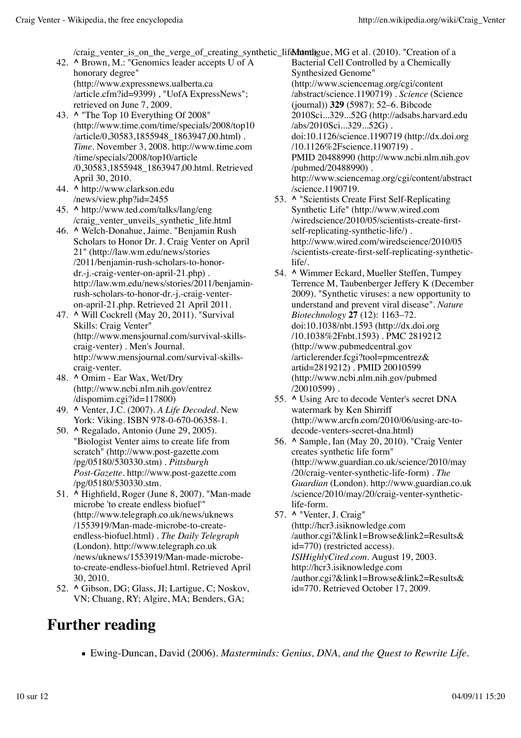/craig_venter_is_on_the_verge_of_creating_synthetic_life.html)

42. ^ Brown, M.: "Genomics leader accepts U of A honorary degree" (http://www.expressnews.ualberta.ca/article.cfm?id=9399) , "UofA ExpressNews"; retrieved on June 7, 2009.
43. ^ "The Top 10 Everything Of 2008" (http://www.time.com/time/specials/2008/top10/article/0,30583,1855948_1863947,00.html) . *Time*. November 3, 2008. http://www.time.com/time/specials/2008/top10/article/0,30583,1855948_1863947,00.html. Retrieved April 30, 2010.
44. ^ http://www.clarkson.edu/news/view.php?id=2455
45. ^ http://www.ted.com/talks/lang/eng/craig_venter_unveils_synthetic_life.html
46. ^ Welch-Donahue, Jaime. "Benjamin Rush Scholars to Honor Dr. J. Craig Venter on April 21" (http://law.wm.edu/news/stories/2011/benjamin-rush-scholars-to-honor-dr.-j.-craig-venter-on-april-21.php) . http://law.wm.edu/news/stories/2011/benjamin-rush-scholars-to-honor-dr.-j.-craig-venter-on-april-21.php. Retrieved 21 April 2011.
47. ^ Will Cockrell (May 20, 2011). "Survival Skills: Craig Venter" (http://www.mensjournal.com/survival-skills-craig-venter) . Men's Journal. http://www.mensjournal.com/survival-skills-craig-venter.
48. ^ Omim - Ear Wax, Wet/Dry (http://www.ncbi.nlm.nih.gov/entrez/dispomim.cgi?id=117800)
49. ^ Venter, J.C. (2007). *A Life Decoded*. New York: Viking. ISBN 978-0-670-06358-1.
50. ^ Regalado, Antonio (June 29, 2005). "Biologist Venter aims to create life from scratch" (http://www.post-gazette.com/pg/05180/530330.stm) . *Pittsburgh Post-Gazette*. http://www.post-gazette.com/pg/05180/530330.stm.
51. ^ Highfield, Roger (June 8, 2007). "Man-made microbe 'to create endless biofuel'" (http://www.telegraph.co.uk/news/uknews/1553919/Man-made-microbe-to-create-endless-biofuel.html) . *The Daily Telegraph* (London). http://www.telegraph.co.uk/news/uknews/1553919/Man-made-microbe-to-create-endless-biofuel.html. Retrieved April 30, 2010.
52. ^ Gibson, DG; Glass, JI; Lartigue, C; Noskov, VN; Chuang, RY; Algire, MA; Benders, GA; Montague, MG et al. (2010). "Creation of a Bacterial Cell Controlled by a Chemically Synthesized Genome" (http://www.sciencemag.org/cgi/content/abstract/science.1190719) . *Science* (Science (journal)) **329** (5987): 52–6. Bibcode 2010Sci...329...52G (http://adsabs.harvard.edu/abs/2010Sci...329...52G) . doi:10.1126/science.1190719 (http://dx.doi.org/10.1126%2Fscience.1190719) . PMID 20488990 (http://www.ncbi.nlm.nih.gov/pubmed/20488990) . http://www.sciencemag.org/cgi/content/abstract/science.1190719.
53. ^ "Scientists Create First Self-Replicating Synthetic Life" (http://www.wired.com/wiredscience/2010/05/scientists-create-first-self-replicating-synthetic-life/) . http://www.wired.com/wiredscience/2010/05/scientists-create-first-self-replicating-synthetic-life/.
54. ^ Wimmer Eckard, Mueller Steffen, Tumpey Terrence M, Taubenberger Jeffery K (December 2009). "Synthetic viruses: a new opportunity to understand and prevent viral disease". *Nature Biotechnology* **27** (12): 1163–72. doi:10.1038/nbt.1593 (http://dx.doi.org/10.1038%2Fnbt.1593) . PMC 2819212 (http://www.pubmedcentral.gov/articlerender.fcgi?tool=pmcentrez&artid=2819212) . PMID 20010599 (http://www.ncbi.nlm.nih.gov/pubmed/20010599) .
55. ^ Using Arc to decode Venter's secret DNA watermark by Ken Shirriff (http://www.arcfn.com/2010/06/using-arc-to-decode-venters-secret-dna.html)
56. ^ Sample, Ian (May 20, 2010). "Craig Venter creates synthetic life form" (http://www.guardian.co.uk/science/2010/may/20/craig-venter-synthetic-life-form) . *The Guardian* (London). http://www.guardian.co.uk/science/2010/may/20/craig-venter-synthetic-life-form.
57. ^ "Venter, J. Craig" (http://hcr3.isiknowledge.com/author.cgi?&link1=Browse&link2=Results&id=770) (restricted access). *ISIHighlyCited.com*. August 19, 2003. http://hcr3.isiknowledge.com/author.cgi?&link1=Browse&link2=Results&id=770. Retrieved October 17, 2009.

# Further reading

- Ewing-Duncan, David (2006). *Masterminds: Genius, DNA, and the Quest to Rewrite Life*.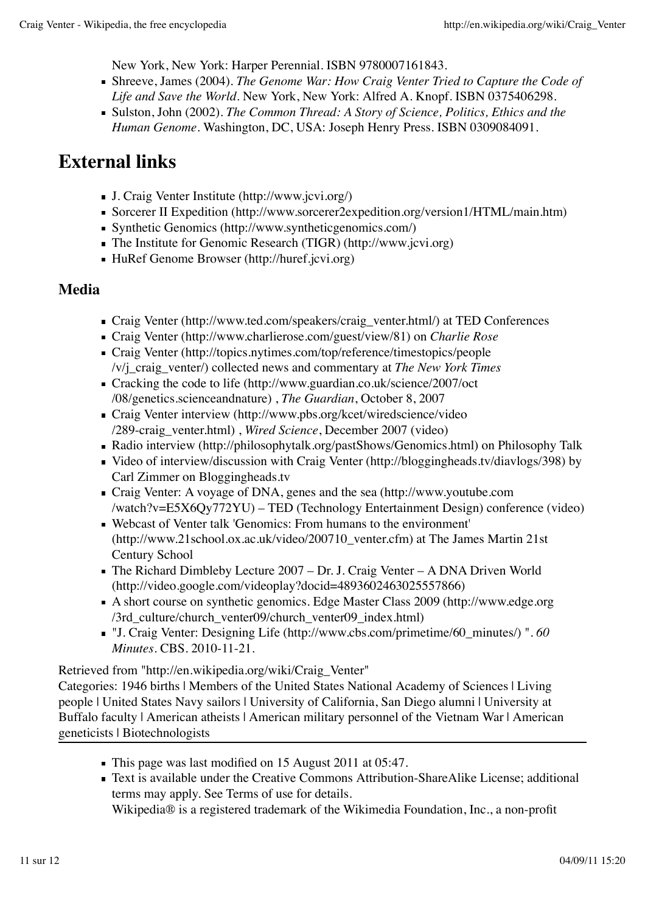New York, New York: Harper Perennial. ISBN 9780007161843.

- Shreeve, James (2004). *The Genome War: How Craig Venter Tried to Capture the Code of Life and Save the World*. New York, New York: Alfred A. Knopf. ISBN 0375406298.
- Sulston, John (2002). *The Common Thread: A Story of Science, Politics, Ethics and the Human Genome*. Washington, DC, USA: Joseph Henry Press. ISBN 0309084091.

# External links

- J. Craig Venter Institute (http://www.jcvi.org/)
- Sorcerer II Expedition (http://www.sorcerer2expedition.org/version1/HTML/main.htm)
- Synthetic Genomics (http://www.syntheticgenomics.com/)
- The Institute for Genomic Research (TIGR) (http://www.jcvi.org)
- HuRef Genome Browser (http://huref.jcvi.org)

## Media

- Craig Venter (http://www.ted.com/speakers/craig_venter.html/) at TED Conferences
- Craig Venter (http://www.charlierose.com/guest/view/81) on *Charlie Rose*
- Craig Venter (http://topics.nytimes.com/top/reference/timestopics/people/v/j_craig_venter/) collected news and commentary at *The New York Times*
- Cracking the code to life (http://www.guardian.co.uk/science/2007/oct/08/genetics.scienceandnature) , *The Guardian*, October 8, 2007
- Craig Venter interview (http://www.pbs.org/kcet/wiredscience/video/289-craig_venter.html) , *Wired Science*, December 2007 (video)
- Radio interview (http://philosophytalk.org/pastShows/Genomics.html) on Philosophy Talk
- Video of interview/discussion with Craig Venter (http://bloggingheads.tv/diavlogs/398) by Carl Zimmer on Bloggingheads.tv
- Craig Venter: A voyage of DNA, genes and the sea (http://www.youtube.com/watch?v=E5X6Qy772YU) – TED (Technology Entertainment Design) conference (video)
- Webcast of Venter talk 'Genomics: From humans to the environment' (http://www.21school.ox.ac.uk/video/200710_venter.cfm) at The James Martin 21st Century School
- The Richard Dimbleby Lecture 2007 – Dr. J. Craig Venter – A DNA Driven World (http://video.google.com/videoplay?docid=4893602463025557866)
- A short course on synthetic genomics. Edge Master Class 2009 (http://www.edge.org/3rd_culture/church_venter09/church_venter09_index.html)
- "J. Craig Venter: Designing Life (http://www.cbs.com/primetime/60_minutes/) ". *60 Minutes*. CBS. 2010-11-21.

Retrieved from "http://en.wikipedia.org/wiki/Craig_Venter"
Categories: 1946 births | Members of the United States National Academy of Sciences | Living people | United States Navy sailors | University of California, San Diego alumni | University at Buffalo faculty | American atheists | American military personnel of the Vietnam War | American geneticists | Biotechnologists

---

- This page was last modified on 15 August 2011 at 05:47.
- Text is available under the Creative Commons Attribution-ShareAlike License; additional terms may apply. See Terms of use for details.
  Wikipedia® is a registered trademark of the Wikimedia Foundation, Inc., a non-profit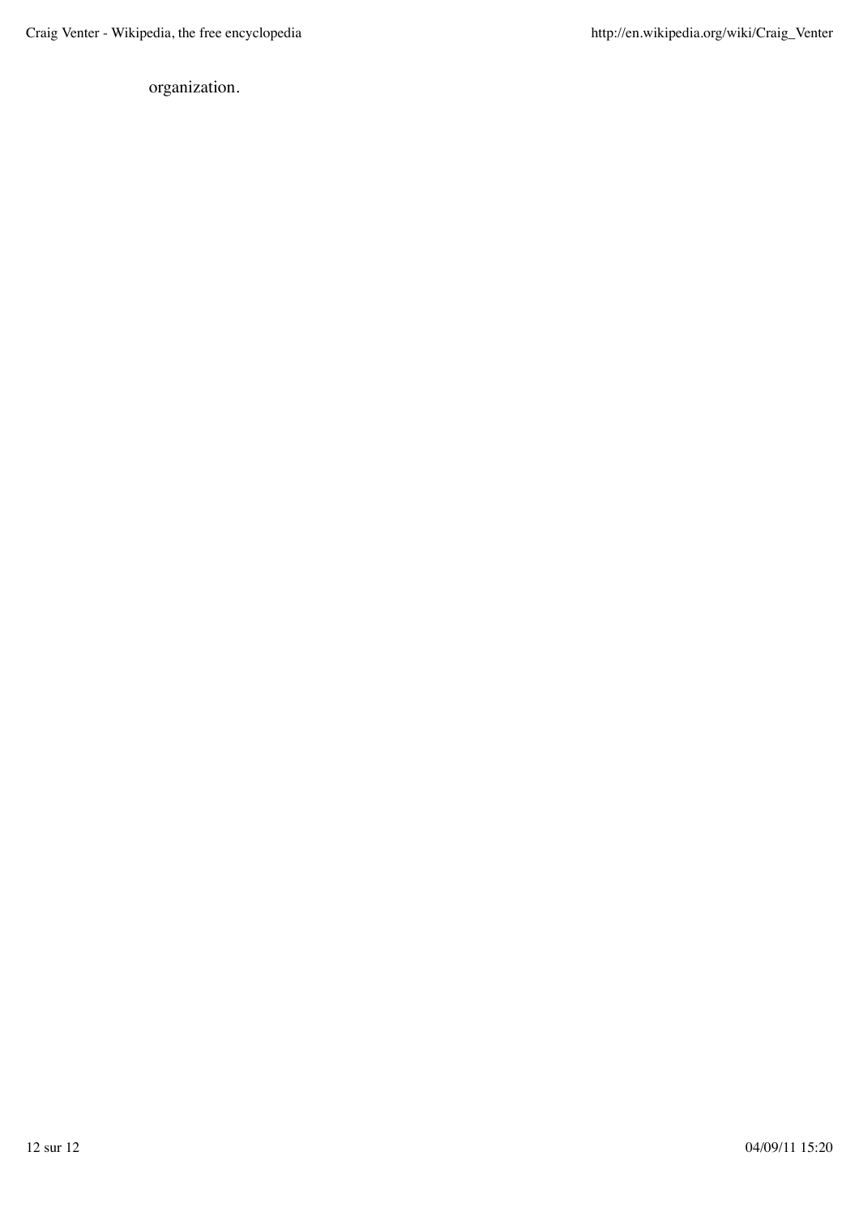organization.